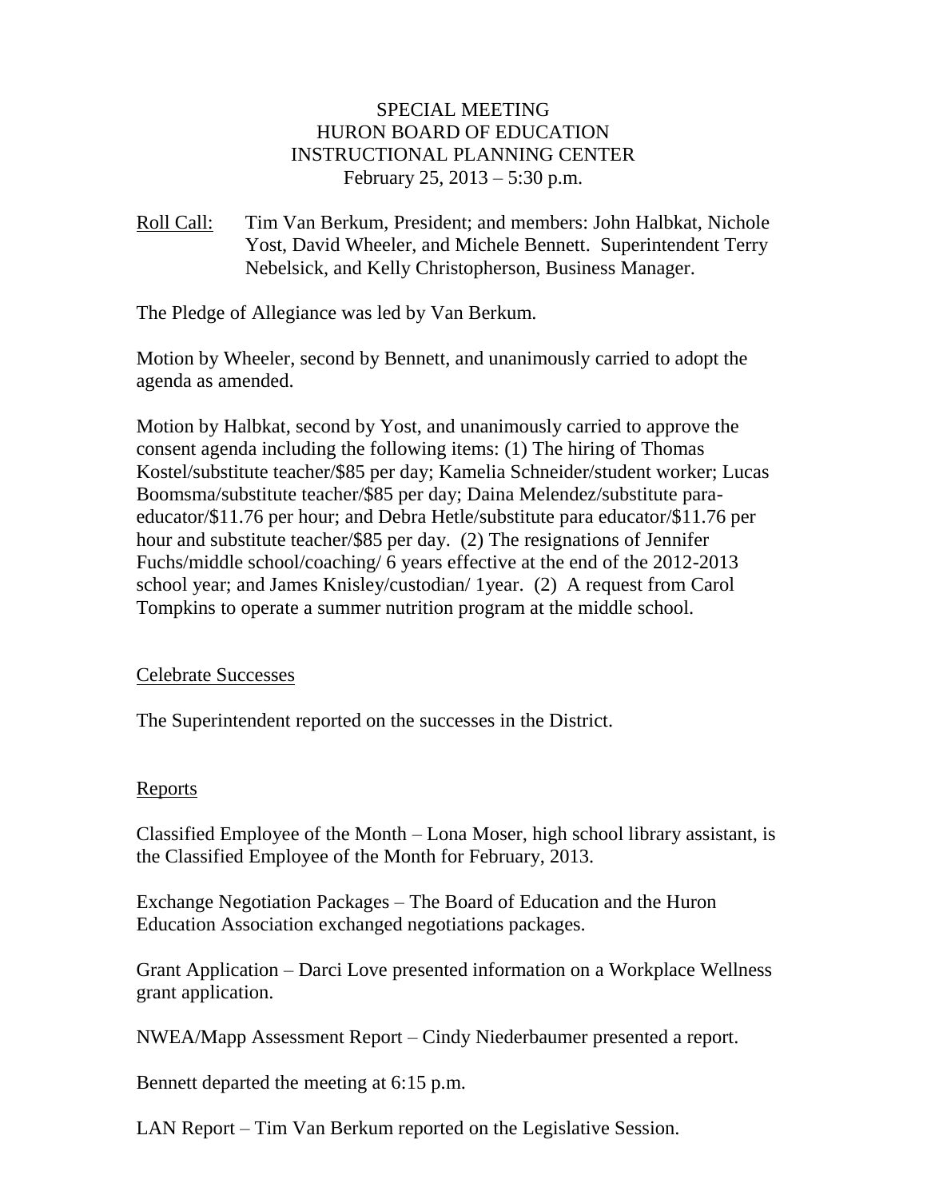SPECIAL MEETING
HURON BOARD OF EDUCATION
INSTRUCTIONAL PLANNING CENTER
February 25, 2013 – 5:30 p.m.

Roll Call: Tim Van Berkum, President; and members: John Halbkat, Nichole Yost, David Wheeler, and Michele Bennett. Superintendent Terry Nebelsick, and Kelly Christopherson, Business Manager.

The Pledge of Allegiance was led by Van Berkum.

Motion by Wheeler, second by Bennett, and unanimously carried to adopt the agenda as amended.

Motion by Halbkat, second by Yost, and unanimously carried to approve the consent agenda including the following items: (1) The hiring of Thomas Kostel/substitute teacher/$85 per day; Kamelia Schneider/student worker; Lucas Boomsma/substitute teacher/$85 per day; Daina Melendez/substitute para-educator/$11.76 per hour; and Debra Hetle/substitute para educator/$11.76 per hour and substitute teacher/$85 per day. (2) The resignations of Jennifer Fuchs/middle school/coaching/ 6 years effective at the end of the 2012-2013 school year; and James Knisley/custodian/ 1year. (2) A request from Carol Tompkins to operate a summer nutrition program at the middle school.

Celebrate Successes

The Superintendent reported on the successes in the District.

Reports

Classified Employee of the Month – Lona Moser, high school library assistant, is the Classified Employee of the Month for February, 2013.

Exchange Negotiation Packages – The Board of Education and the Huron Education Association exchanged negotiations packages.

Grant Application – Darci Love presented information on a Workplace Wellness grant application.

NWEA/Mapp Assessment Report – Cindy Niederbaumer presented a report.

Bennett departed the meeting at 6:15 p.m.

LAN Report – Tim Van Berkum reported on the Legislative Session.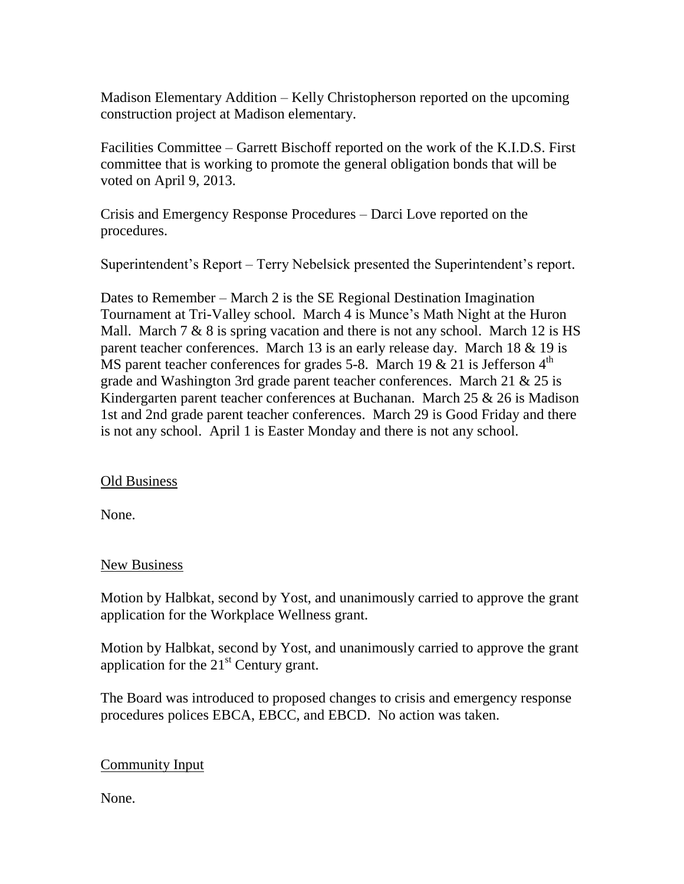Madison Elementary Addition – Kelly Christopherson reported on the upcoming construction project at Madison elementary.

Facilities Committee – Garrett Bischoff reported on the work of the K.I.D.S. First committee that is working to promote the general obligation bonds that will be voted on April 9, 2013.

Crisis and Emergency Response Procedures – Darci Love reported on the procedures.

Superintendent's Report – Terry Nebelsick presented the Superintendent's report.

Dates to Remember – March 2 is the SE Regional Destination Imagination Tournament at Tri-Valley school. March 4 is Munce's Math Night at the Huron Mall. March 7 & 8 is spring vacation and there is not any school. March 12 is HS parent teacher conferences. March 13 is an early release day. March 18 & 19 is MS parent teacher conferences for grades 5-8. March 19 & 21 is Jefferson 4th grade and Washington 3rd grade parent teacher conferences. March 21 & 25 is Kindergarten parent teacher conferences at Buchanan. March 25 & 26 is Madison 1st and 2nd grade parent teacher conferences. March 29 is Good Friday and there is not any school. April 1 is Easter Monday and there is not any school.

## Old Business

None.

## New Business

Motion by Halbkat, second by Yost, and unanimously carried to approve the grant application for the Workplace Wellness grant.

Motion by Halbkat, second by Yost, and unanimously carried to approve the grant application for the 21st Century grant.

The Board was introduced to proposed changes to crisis and emergency response procedures polices EBCA, EBCC, and EBCD. No action was taken.

## Community Input

None.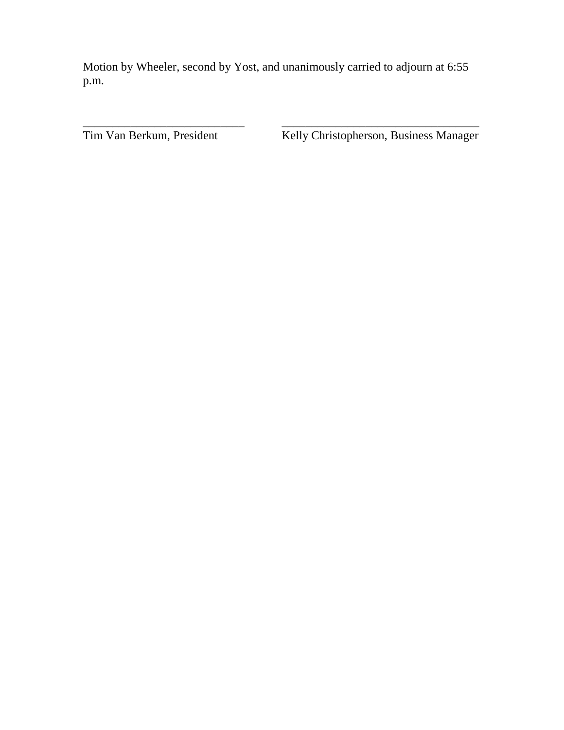Motion by Wheeler, second by Yost, and unanimously carried to adjourn at 6:55 p.m.

| | |
|---|---|
| ____________________________ | ____________________________________ |
| Tim Van Berkum, President | Kelly Christopherson, Business Manager |